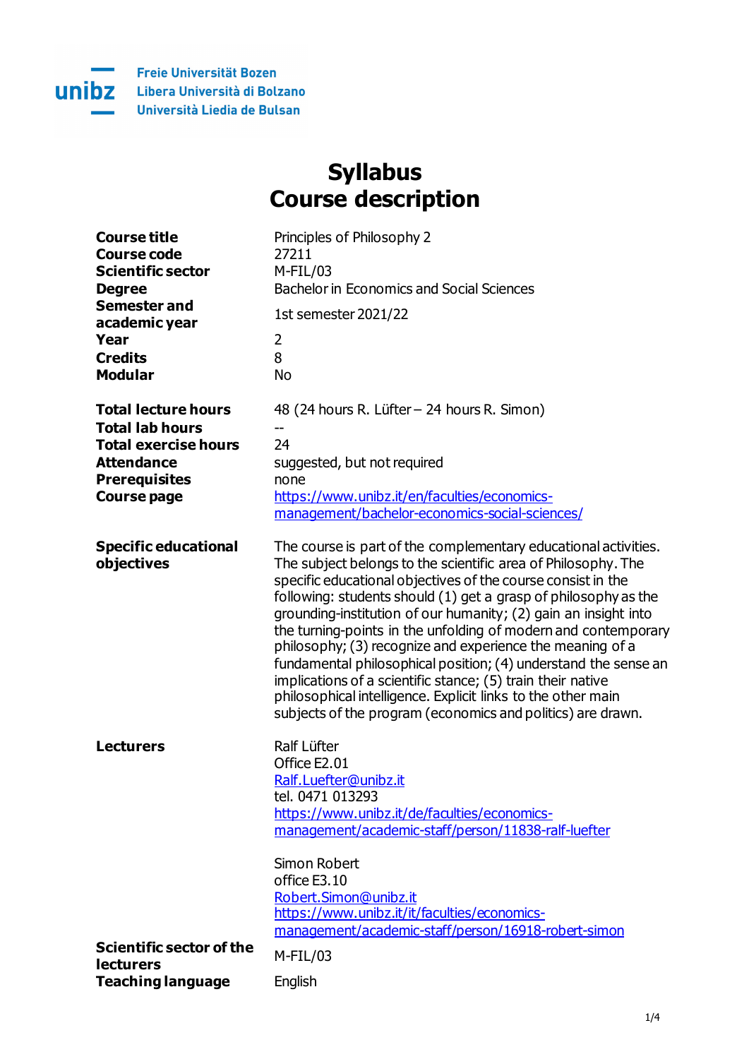Freie Universität Bozen
Libera Università di Bolzano
Università Liedia de Bulsan

# Syllabus
# Course description

| | |
|---|---|
| **Course title** | Principles of Philosophy 2 |
| **Course code** | 27211 |
| **Scientific sector** | M-FIL/03 |
| **Degree** | Bachelor in Economics and Social Sciences |
| **Semester and academic year** | 1st semester 2021/22 |
| **Year** | 2 |
| **Credits** | 8 |
| **Modular** | No |
| **Total lecture hours** | 48 (24 hours R. Lüfter – 24 hours R. Simon) |
| **Total lab hours** | -- |
| **Total exercise hours** | 24 |
| **Attendance** | suggested, but not required |
| **Prerequisites** | none |
| **Course page** | https://www.unibz.it/en/faculties/economics-management/bachelor-economics-social-sciences/ |
| **Specific educational objectives** | The course is part of the complementary educational activities. The subject belongs to the scientific area of Philosophy. The specific educational objectives of the course consist in the following: students should (1) get a grasp of philosophy as the grounding-institution of our humanity; (2) gain an insight into the turning-points in the unfolding of modern and contemporary philosophy; (3) recognize and experience the meaning of a fundamental philosophical position; (4) understand the sense an implications of a scientific stance; (5) train their native philosophical intelligence. Explicit links to the other main subjects of the program (economics and politics) are drawn. |
| **Lecturers** | Ralf Lüfter<br>Office E2.01<br>Ralf.Luefter@unibz.it<br>tel. 0471 013293<br>https://www.unibz.it/de/faculties/economics-management/academic-staff/person/11838-ralf-luefter<br><br>Simon Robert<br>office E3.10<br>Robert.Simon@unibz.it<br>https://www.unibz.it/it/faculties/economics-management/academic-staff/person/16918-robert-simon |
| **Scientific sector of the lecturers** | M-FIL/03 |
| **Teaching language** | English |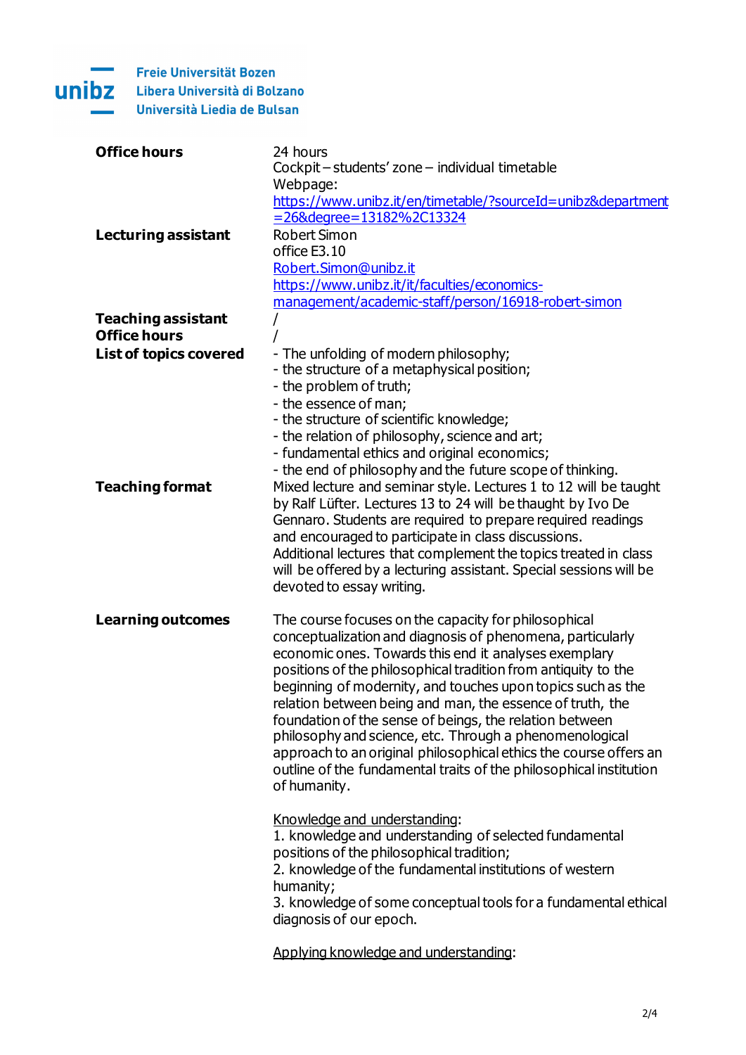| | |
|---|---|
| **Office hours** | 24 hours<br>Cockpit – students' zone – individual timetable<br>Webpage:<br>https://www.unibz.it/en/timetable/?sourceId=unibz&department=26&degree=13182%2C13324 |
| **Lecturing assistant** | Robert Simon<br>office E3.10<br>Robert.Simon@unibz.it<br>https://www.unibz.it/it/faculties/economics-management/academic-staff/person/16918-robert-simon |
| **Teaching assistant** | / |
| **Office hours** | / |
| **List of topics covered** | - The unfolding of modern philosophy;<br>- the structure of a metaphysical position;<br>- the problem of truth;<br>- the essence of man;<br>- the structure of scientific knowledge;<br>- the relation of philosophy, science and art;<br>- fundamental ethics and original economics;<br>- the end of philosophy and the future scope of thinking. |
| **Teaching format** | Mixed lecture and seminar style. Lectures 1 to 12 will be taught by Ralf Lüfter. Lectures 13 to 24 will be thaught by Ivo De Gennaro. Students are required to prepare required readings and encouraged to participate in class discussions.<br>Additional lectures that complement the topics treated in class will be offered by a lecturing assistant. Special sessions will be devoted to essay writing. |
| **Learning outcomes** | The course focuses on the capacity for philosophical conceptualization and diagnosis of phenomena, particularly economic ones. Towards this end it analyses exemplary positions of the philosophical tradition from antiquity to the beginning of modernity, and touches upon topics such as the relation between being and man, the essence of truth, the foundation of the sense of beings, the relation between philosophy and science, etc. Through a phenomenological approach to an original philosophical ethics the course offers an outline of the fundamental traits of the philosophical institution of humanity.<br><br>Knowledge and understanding:<br>1. knowledge and understanding of selected fundamental positions of the philosophical tradition;<br>2. knowledge of the fundamental institutions of western humanity;<br>3. knowledge of some conceptual tools for a fundamental ethical diagnosis of our epoch.<br><br>Applying knowledge and understanding: |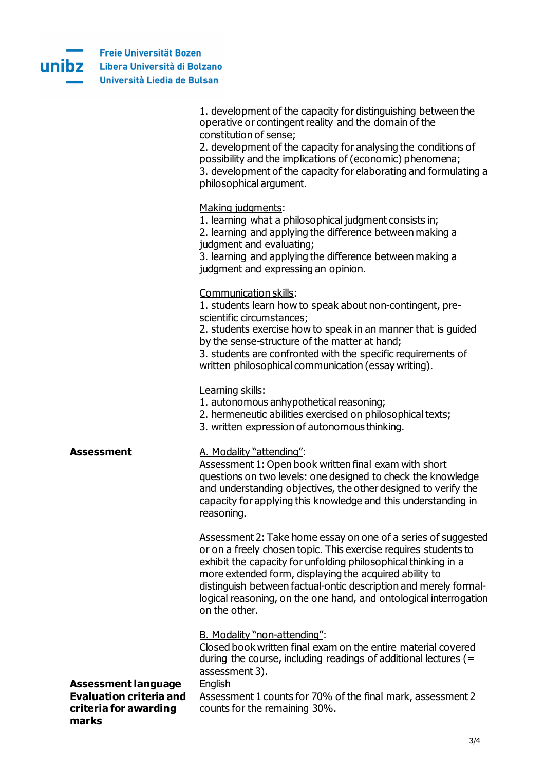|  |  |
|---|---|
|  | 1. development of the capacity for distinguishing between the operative or contingent reality and the domain of the constitution of sense;<br>2. development of the capacity for analysing the conditions of possibility and the implications of (economic) phenomena;<br>3. development of the capacity for elaborating and formulating a philosophical argument.<br><br><u>Making judgments</u>:<br>1. learning what a philosophical judgment consists in;<br>2. learning and applying the difference between making a judgment and evaluating;<br>3. learning and applying the difference between making a judgment and expressing an opinion.<br><br><u>Communication skills</u>:<br>1. students learn how to speak about non-contingent, pre-scientific circumstances;<br>2. students exercise how to speak in an manner that is guided by the sense-structure of the matter at hand;<br>3. students are confronted with the specific requirements of written philosophical communication (essay writing).<br><br><u>Learning skills</u>:<br>1. autonomous anhypothetical reasoning;<br>2. hermeneutic abilities exercised on philosophical texts;<br>3. written expression of autonomous thinking. |
| **Assessment** | <u>A. Modality "attending"</u>:<br>Assessment 1: Open book written final exam with short questions on two levels: one designed to check the knowledge and understanding objectives, the other designed to verify the capacity for applying this knowledge and this understanding in reasoning.<br><br>Assessment 2: Take home essay on one of a series of suggested or on a freely chosen topic. This exercise requires students to exhibit the capacity for unfolding philosophical thinking in a more extended form, displaying the acquired ability to distinguish between factual-ontic description and merely formal-logical reasoning, on the one hand, and ontological interrogation on the other.<br><br><u>B. Modality "non-attending"</u>:<br>Closed book written final exam on the entire material covered during the course, including readings of additional lectures (= assessment 3). |
| **Assessment language** | English |
| **Evaluation criteria and criteria for awarding marks** | Assessment 1 counts for 70% of the final mark, assessment 2 counts for the remaining 30%. |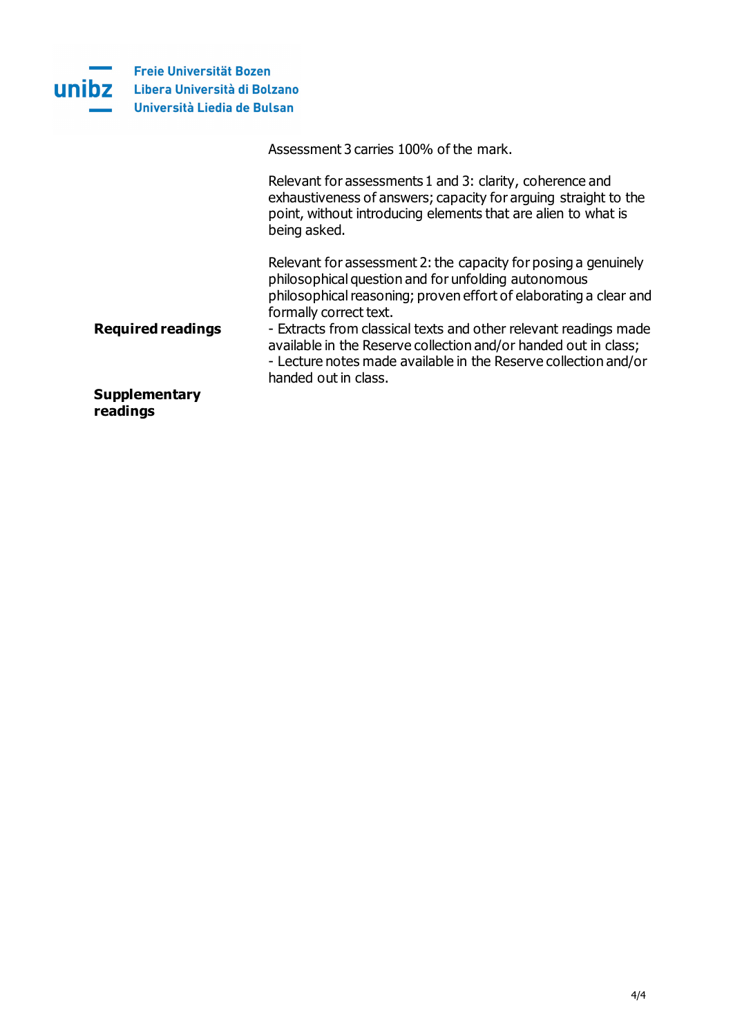Assessment 3 carries 100% of the mark.

Relevant for assessments 1 and 3: clarity, coherence and exhaustiveness of answers; capacity for arguing straight to the point, without introducing elements that are alien to what is being asked.

Relevant for assessment 2: the capacity for posing a genuinely philosophical question and for unfolding autonomous philosophical reasoning; proven effort of elaborating a clear and formally correct text.

| | |
|---|---|
| **Required readings** | - Extracts from classical texts and other relevant readings made available in the Reserve collection and/or handed out in class;<br>- Lecture notes made available in the Reserve collection and/or handed out in class. |
| **Supplementary readings** | |